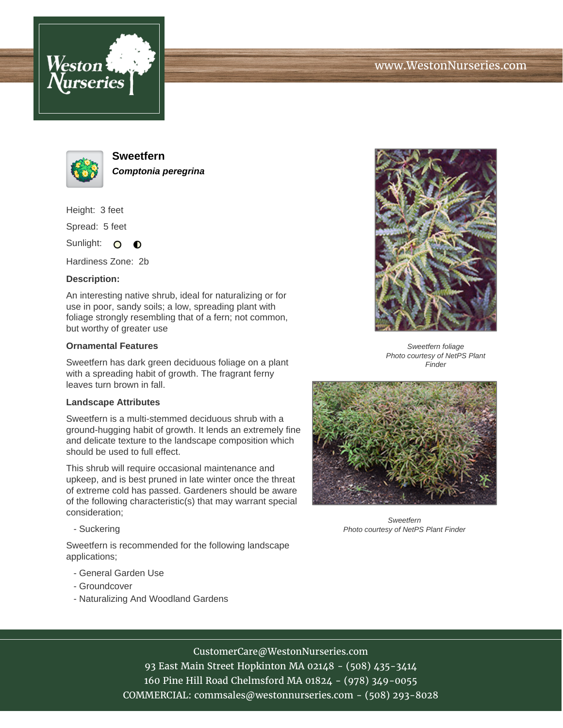# Weston Nurseries

www.WestonNurseries.com

## Sweetfern

***Comptonia peregrina***

Height: 3 feet

Spread: 5 feet

Sunlight: full sun, partial shade

Hardiness Zone: 2b

**Description:**

An interesting native shrub, ideal for naturalizing or for use in poor, sandy soils; a low, spreading plant with foliage strongly resembling that of a fern; not common, but worthy of greater use

**Ornamental Features**

Sweetfern has dark green deciduous foliage on a plant with a spreading habit of growth. The fragrant ferny leaves turn brown in fall.

**Landscape Attributes**

Sweetfern is a multi-stemmed deciduous shrub with a ground-hugging habit of growth. It lends an extremely fine and delicate texture to the landscape composition which should be used to full effect.

This shrub will require occasional maintenance and upkeep, and is best pruned in late winter once the threat of extreme cold has passed. Gardeners should be aware of the following characteristic(s) that may warrant special consideration;

- Suckering

Sweetfern is recommended for the following landscape applications;

- General Garden Use
- Groundcover
- Naturalizing And Woodland Gardens

*Sweetfern foliage*
*Photo courtesy of NetPS Plant Finder*

*Sweetfern*
*Photo courtesy of NetPS Plant Finder*

CustomerCare@WestonNurseries.com
93 East Main Street Hopkinton MA 02148 - (508) 435-3414
160 Pine Hill Road Chelmsford MA 01824 - (978) 349-0055
COMMERCIAL: commsales@westonnurseries.com - (508) 293-8028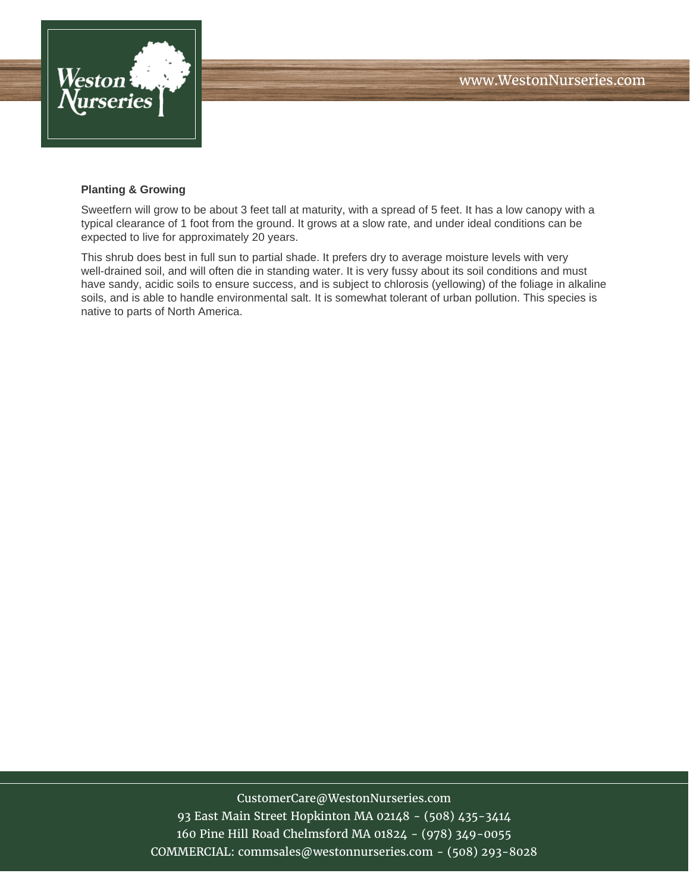**Planting & Growing**

Sweetfern will grow to be about 3 feet tall at maturity, with a spread of 5 feet. It has a low canopy with a typical clearance of 1 foot from the ground. It grows at a slow rate, and under ideal conditions can be expected to live for approximately 20 years.

This shrub does best in full sun to partial shade. It prefers dry to average moisture levels with very well-drained soil, and will often die in standing water. It is very fussy about its soil conditions and must have sandy, acidic soils to ensure success, and is subject to chlorosis (yellowing) of the foliage in alkaline soils, and is able to handle environmental salt. It is somewhat tolerant of urban pollution. This species is native to parts of North America.